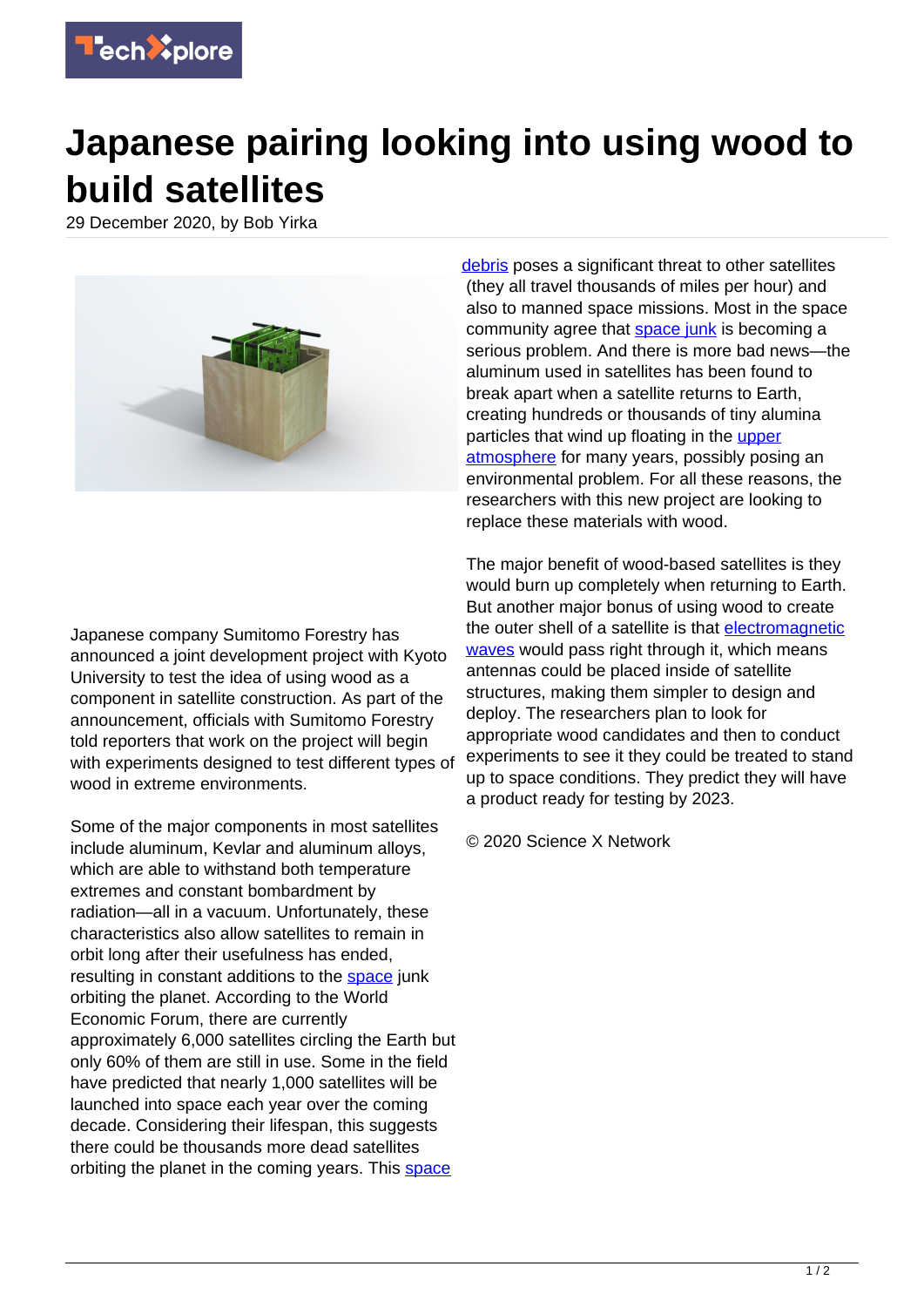# Japanese pairing looking into using wood to build satellites

29 December 2020, by Bob Yirka

Japanese company Sumitomo Forestry has announced a joint development project with Kyoto University to test the idea of using wood as a component in satellite construction. As part of the announcement, officials with Sumitomo Forestry told reporters that work on the project will begin with experiments designed to test different types of wood in extreme environments.

Some of the major components in most satellites include aluminum, Kevlar and aluminum alloys, which are able to withstand both temperature extremes and constant bombardment by radiation—all in a vacuum. Unfortunately, these characteristics also allow satellites to remain in orbit long after their usefulness has ended, resulting in constant additions to the space junk orbiting the planet. According to the World Economic Forum, there are currently approximately 6,000 satellites circling the Earth but only 60% of them are still in use. Some in the field have predicted that nearly 1,000 satellites will be launched into space each year over the coming decade. Considering their lifespan, this suggests there could be thousands more dead satellites orbiting the planet in the coming years. This space debris poses a significant threat to other satellites (they all travel thousands of miles per hour) and also to manned space missions. Most in the space community agree that space junk is becoming a serious problem. And there is more bad news—the aluminum used in satellites has been found to break apart when a satellite returns to Earth, creating hundreds or thousands of tiny alumina particles that wind up floating in the upper atmosphere for many years, possibly posing an environmental problem. For all these reasons, the researchers with this new project are looking to replace these materials with wood.

The major benefit of wood-based satellites is they would burn up completely when returning to Earth. But another major bonus of using wood to create the outer shell of a satellite is that electromagnetic waves would pass right through it, which means antennas could be placed inside of satellite structures, making them simpler to design and deploy. The researchers plan to look for appropriate wood candidates and then to conduct experiments to see it they could be treated to stand up to space conditions. They predict they will have a product ready for testing by 2023.

© 2020 Science X Network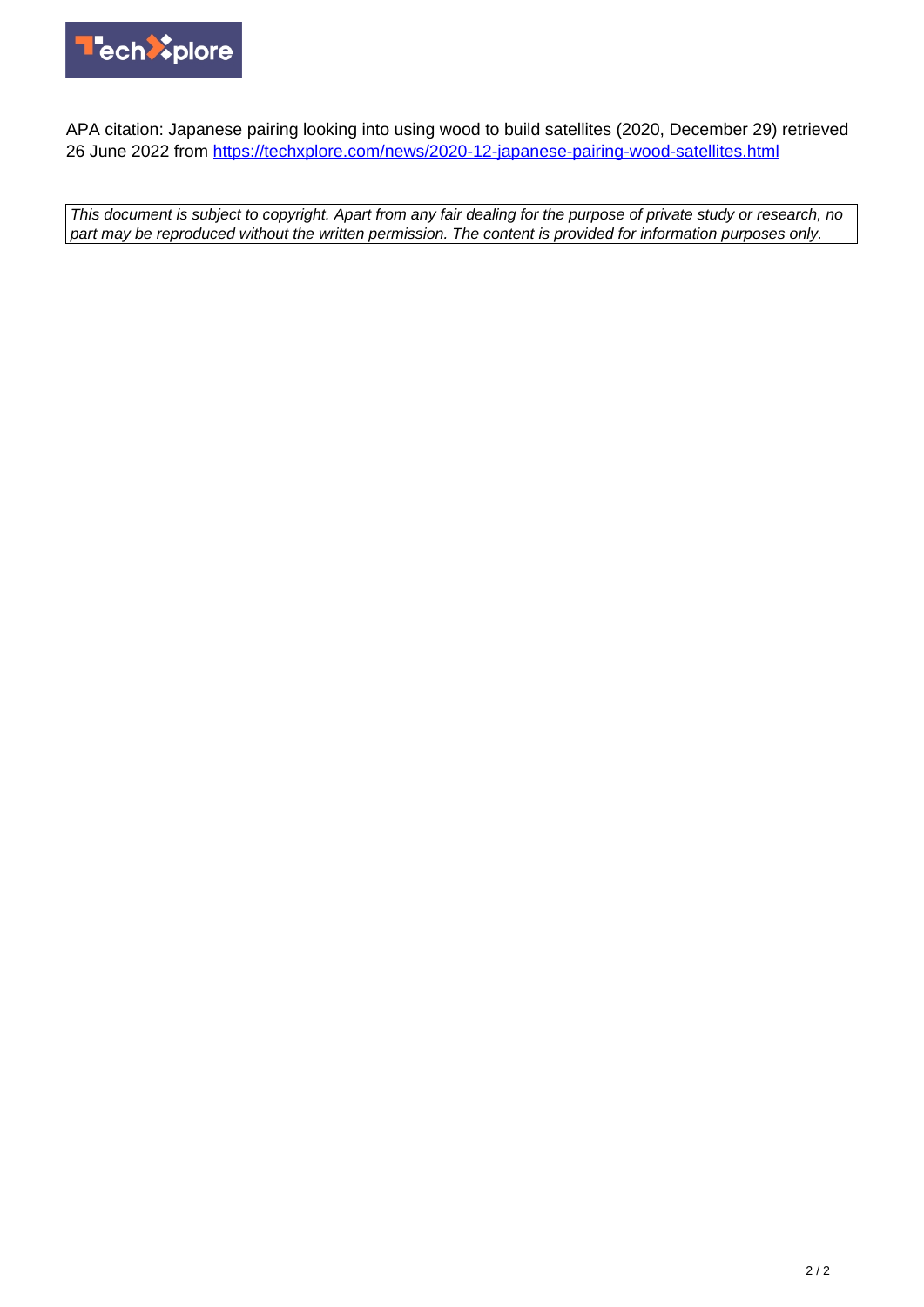APA citation: Japanese pairing looking into using wood to build satellites (2020, December 29) retrieved 26 June 2022 from https://techxplore.com/news/2020-12-japanese-pairing-wood-satellites.html

*This document is subject to copyright. Apart from any fair dealing for the purpose of private study or research, no part may be reproduced without the written permission. The content is provided for information purposes only.*